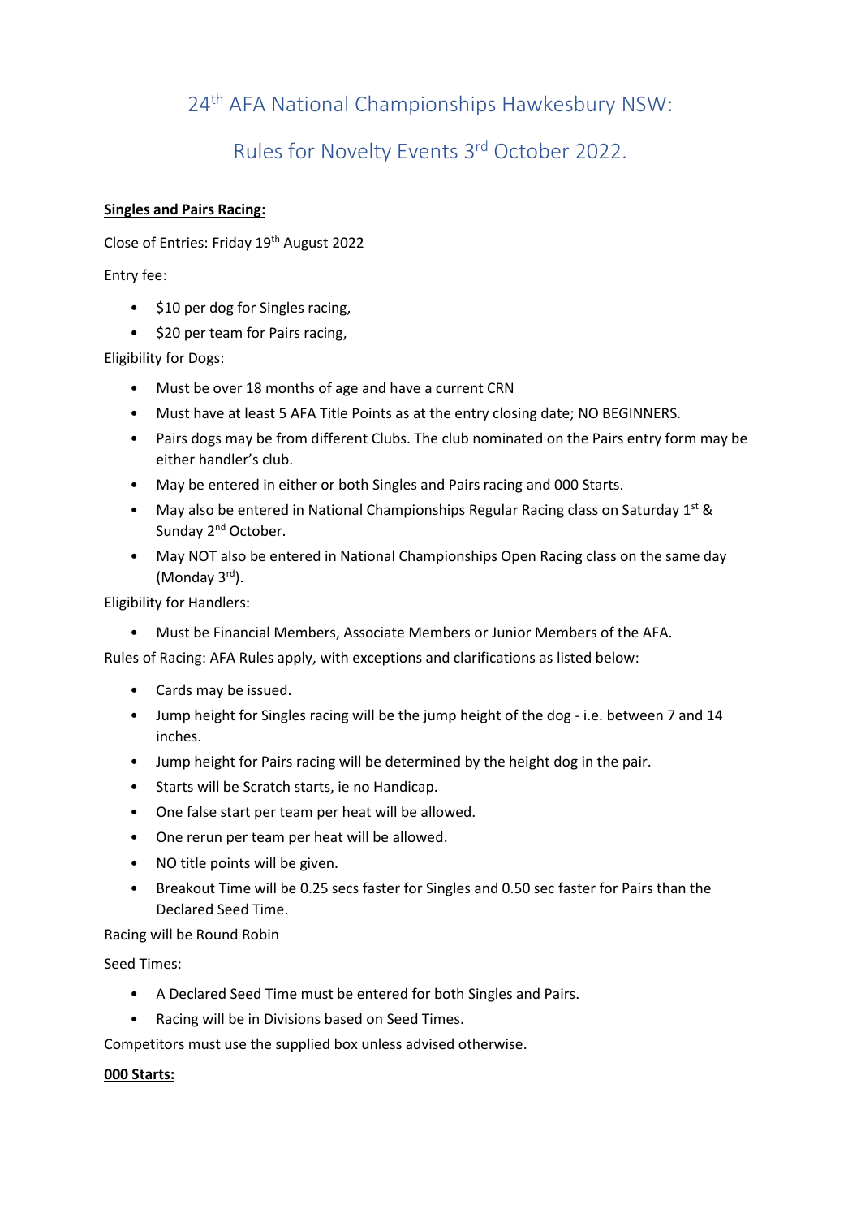# 24th AFA National Championships Hawkesbury NSW:

# Rules for Novelty Events 3rd October 2022.

**Singles and Pairs Racing:**

Close of Entries: Friday 19th August 2022

Entry fee:

- $10 per dog for Singles racing,
- $20 per team for Pairs racing,

Eligibility for Dogs:

- Must be over 18 months of age and have a current CRN
- Must have at least 5 AFA Title Points as at the entry closing date; NO BEGINNERS.
- Pairs dogs may be from different Clubs. The club nominated on the Pairs entry form may be either handler's club.
- May be entered in either or both Singles and Pairs racing and 000 Starts.
- May also be entered in National Championships Regular Racing class on Saturday 1st & Sunday 2nd October.
- May NOT also be entered in National Championships Open Racing class on the same day (Monday 3rd).

Eligibility for Handlers:

- Must be Financial Members, Associate Members or Junior Members of the AFA.

Rules of Racing: AFA Rules apply, with exceptions and clarifications as listed below:

- Cards may be issued.
- Jump height for Singles racing will be the jump height of the dog - i.e. between 7 and 14 inches.
- Jump height for Pairs racing will be determined by the height dog in the pair.
- Starts will be Scratch starts, ie no Handicap.
- One false start per team per heat will be allowed.
- One rerun per team per heat will be allowed.
- NO title points will be given.
- Breakout Time will be 0.25 secs faster for Singles and 0.50 sec faster for Pairs than the Declared Seed Time.

Racing will be Round Robin

Seed Times:

- A Declared Seed Time must be entered for both Singles and Pairs.
- Racing will be in Divisions based on Seed Times.

Competitors must use the supplied box unless advised otherwise.

**000 Starts:**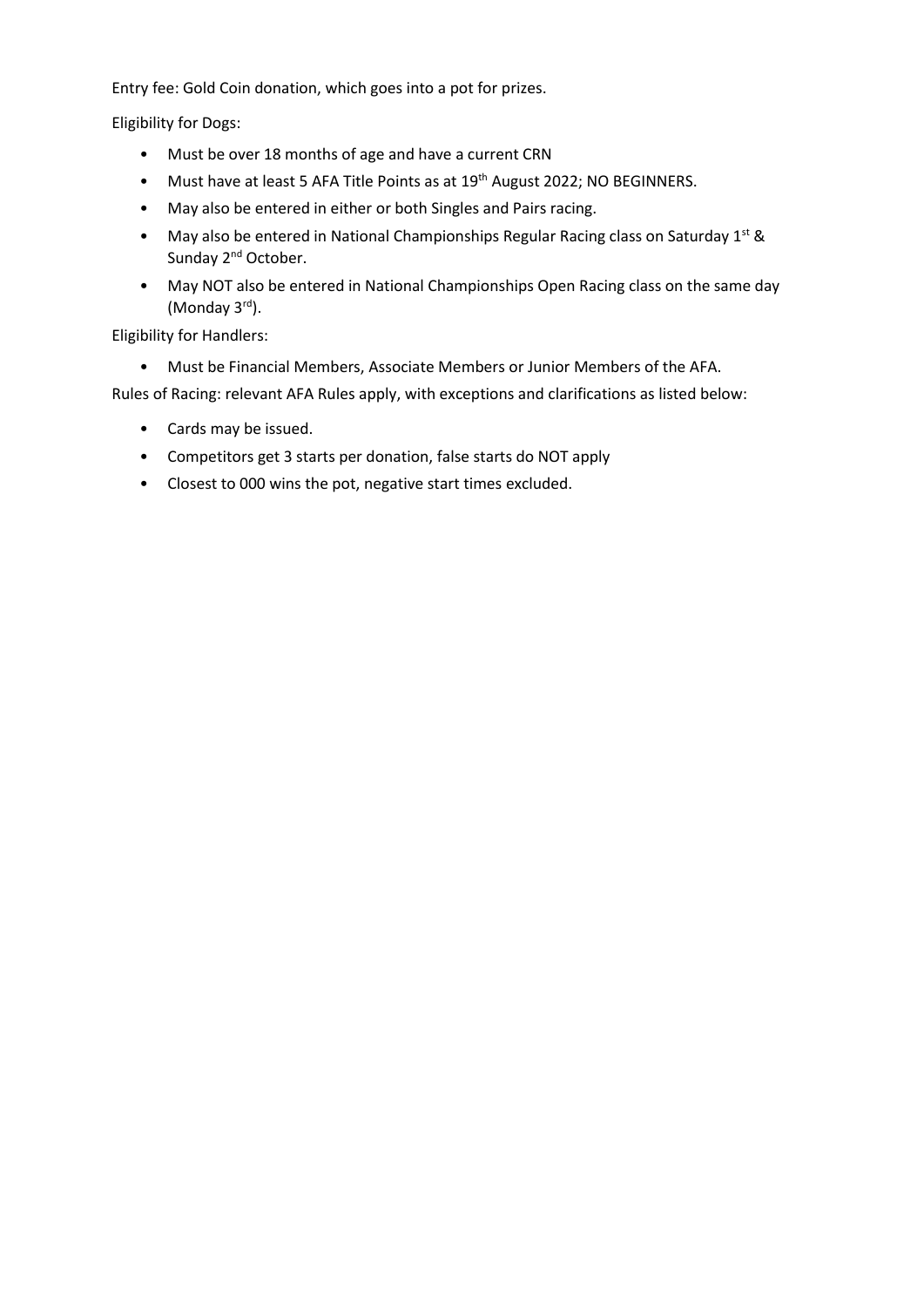Entry fee: Gold Coin donation, which goes into a pot for prizes.

Eligibility for Dogs:

- Must be over 18 months of age and have a current CRN
- Must have at least 5 AFA Title Points as at 19th August 2022; NO BEGINNERS.
- May also be entered in either or both Singles and Pairs racing.
- May also be entered in National Championships Regular Racing class on Saturday 1st & Sunday 2nd October.
- May NOT also be entered in National Championships Open Racing class on the same day (Monday 3rd).

Eligibility for Handlers:

- Must be Financial Members, Associate Members or Junior Members of the AFA.

Rules of Racing: relevant AFA Rules apply, with exceptions and clarifications as listed below:

- Cards may be issued.
- Competitors get 3 starts per donation, false starts do NOT apply
- Closest to 000 wins the pot, negative start times excluded.